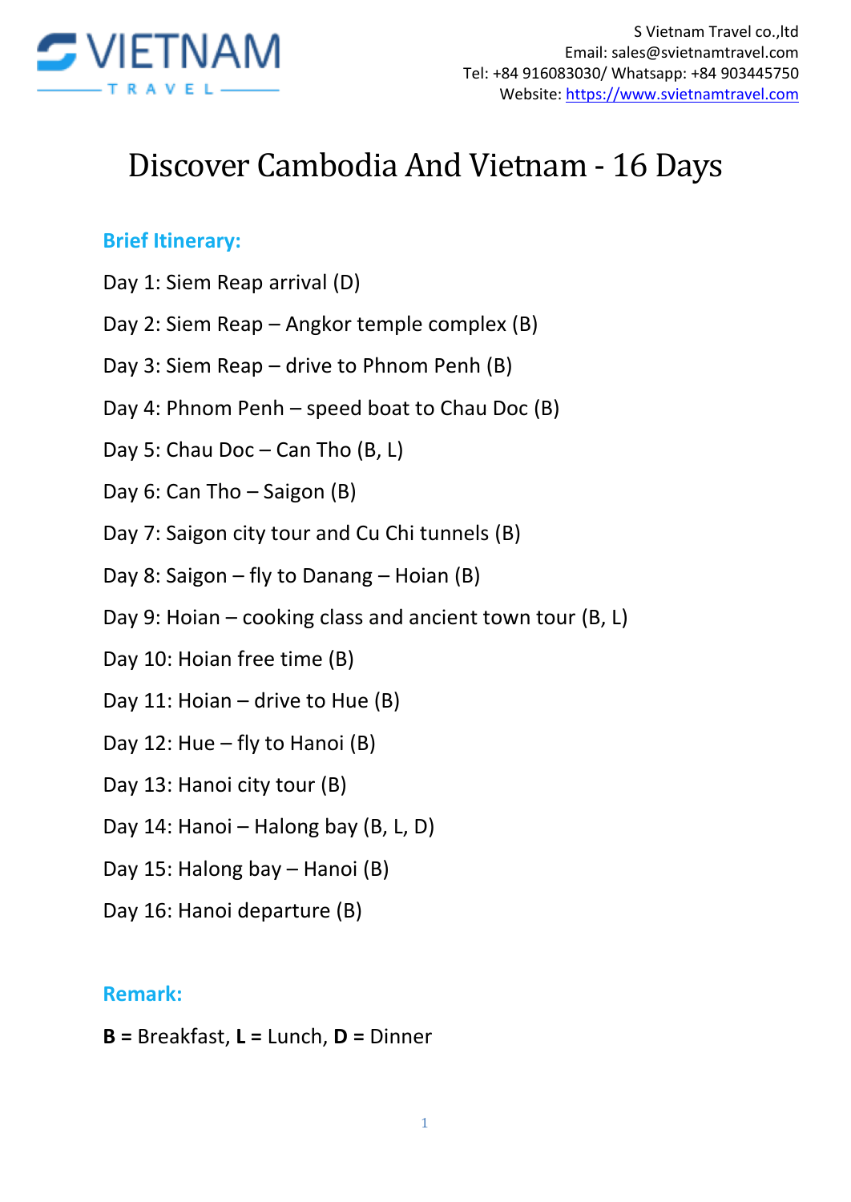S Vietnam Travel co.,ltd
Email: sales@svietnamtravel.com
Tel: +84 916083030/ Whatsapp: +84 903445750
Website: https://www.svietnamtravel.com

# Discover Cambodia And Vietnam - 16 Days

## Brief Itinerary:

Day 1: Siem Reap arrival (D)

Day 2: Siem Reap – Angkor temple complex (B)

Day 3: Siem Reap – drive to Phnom Penh (B)

Day 4: Phnom Penh – speed boat to Chau Doc (B)

Day 5: Chau Doc – Can Tho (B, L)

Day 6: Can Tho – Saigon (B)

Day 7: Saigon city tour and Cu Chi tunnels (B)

Day 8: Saigon – fly to Danang – Hoian (B)

Day 9: Hoian – cooking class and ancient town tour (B, L)

Day 10: Hoian free time (B)

Day 11: Hoian – drive to Hue (B)

Day 12: Hue – fly to Hanoi (B)

Day 13: Hanoi city tour (B)

Day 14: Hanoi – Halong bay (B, L, D)

Day 15: Halong bay – Hanoi (B)

Day 16: Hanoi departure (B)

## Remark:

**B =** Breakfast, **L =** Lunch, **D =** Dinner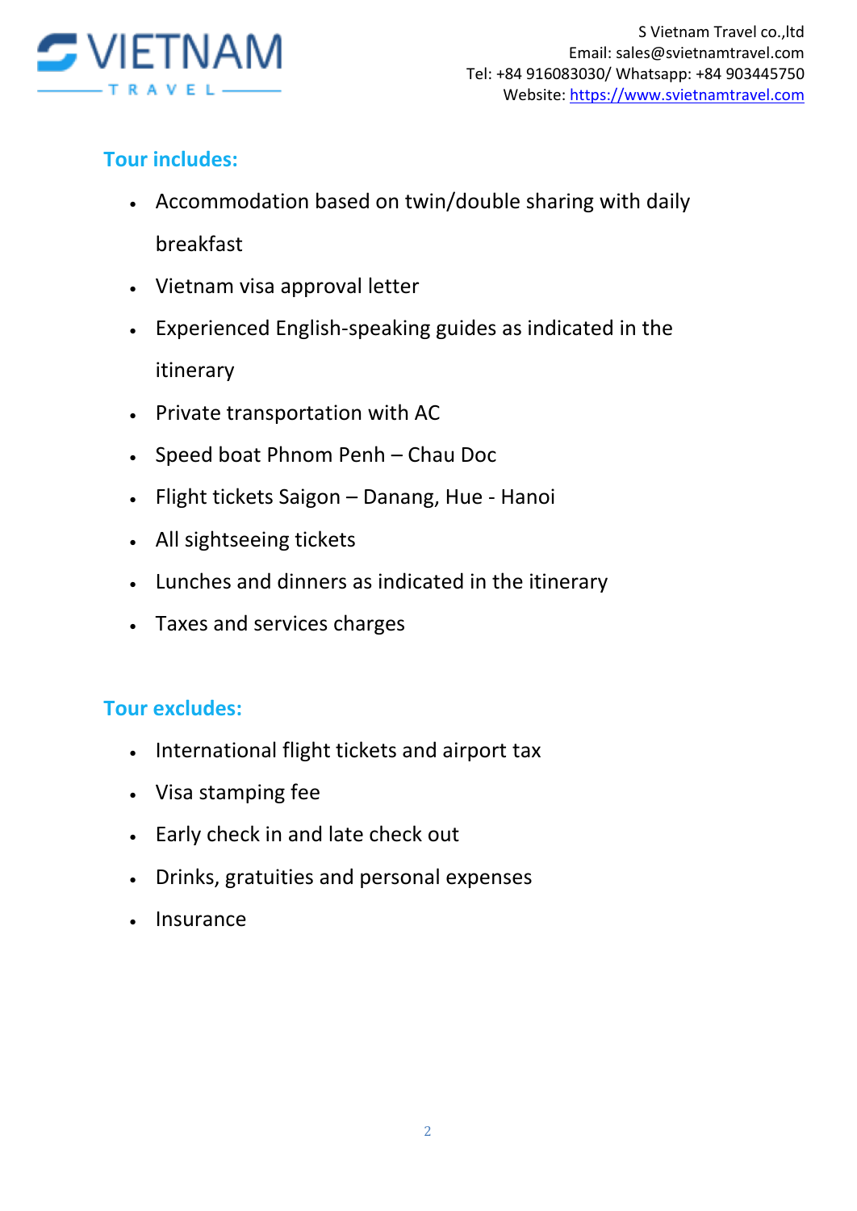## Tour includes:

- Accommodation based on twin/double sharing with daily breakfast
- Vietnam visa approval letter
- Experienced English-speaking guides as indicated in the itinerary
- Private transportation with AC
- Speed boat Phnom Penh – Chau Doc
- Flight tickets Saigon – Danang, Hue - Hanoi
- All sightseeing tickets
- Lunches and dinners as indicated in the itinerary
- Taxes and services charges

## Tour excludes:

- International flight tickets and airport tax
- Visa stamping fee
- Early check in and late check out
- Drinks, gratuities and personal expenses
- Insurance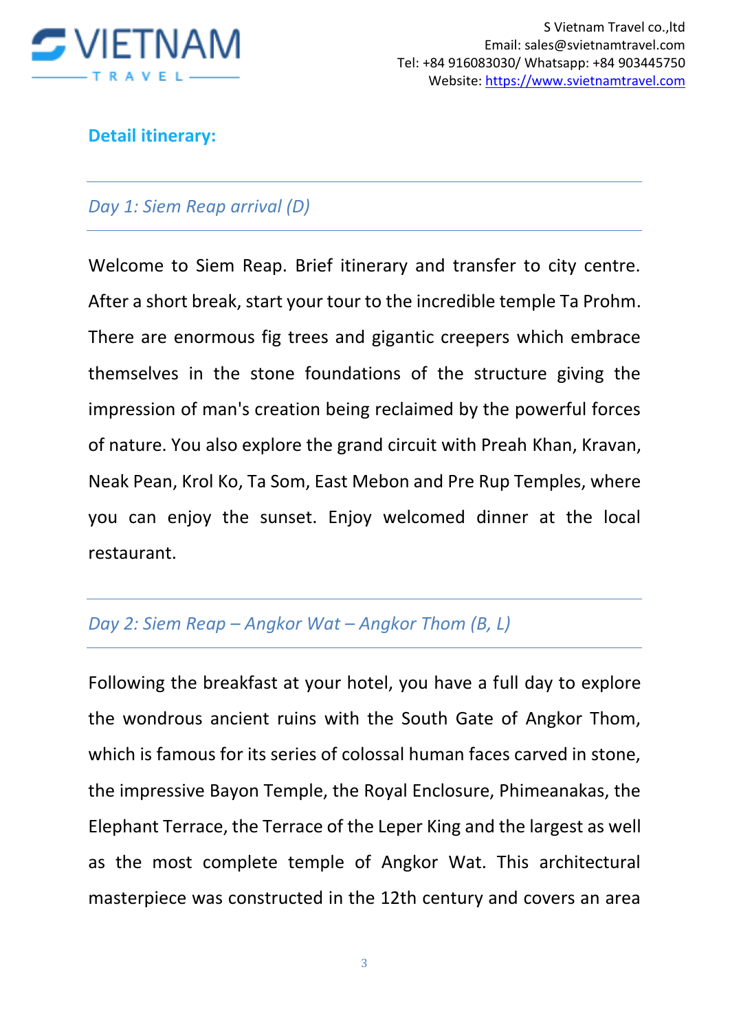## Detail itinerary:

### *Day 1: Siem Reap arrival (D)*

Welcome to Siem Reap. Brief itinerary and transfer to city centre. After a short break, start your tour to the incredible temple Ta Prohm. There are enormous fig trees and gigantic creepers which embrace themselves in the stone foundations of the structure giving the impression of man's creation being reclaimed by the powerful forces of nature. You also explore the grand circuit with Preah Khan, Kravan, Neak Pean, Krol Ko, Ta Som, East Mebon and Pre Rup Temples, where you can enjoy the sunset. Enjoy welcomed dinner at the local restaurant.

### *Day 2: Siem Reap – Angkor Wat – Angkor Thom (B, L)*

Following the breakfast at your hotel, you have a full day to explore the wondrous ancient ruins with the South Gate of Angkor Thom, which is famous for its series of colossal human faces carved in stone, the impressive Bayon Temple, the Royal Enclosure, Phimeanakas, the Elephant Terrace, the Terrace of the Leper King and the largest as well as the most complete temple of Angkor Wat. This architectural masterpiece was constructed in the 12th century and covers an area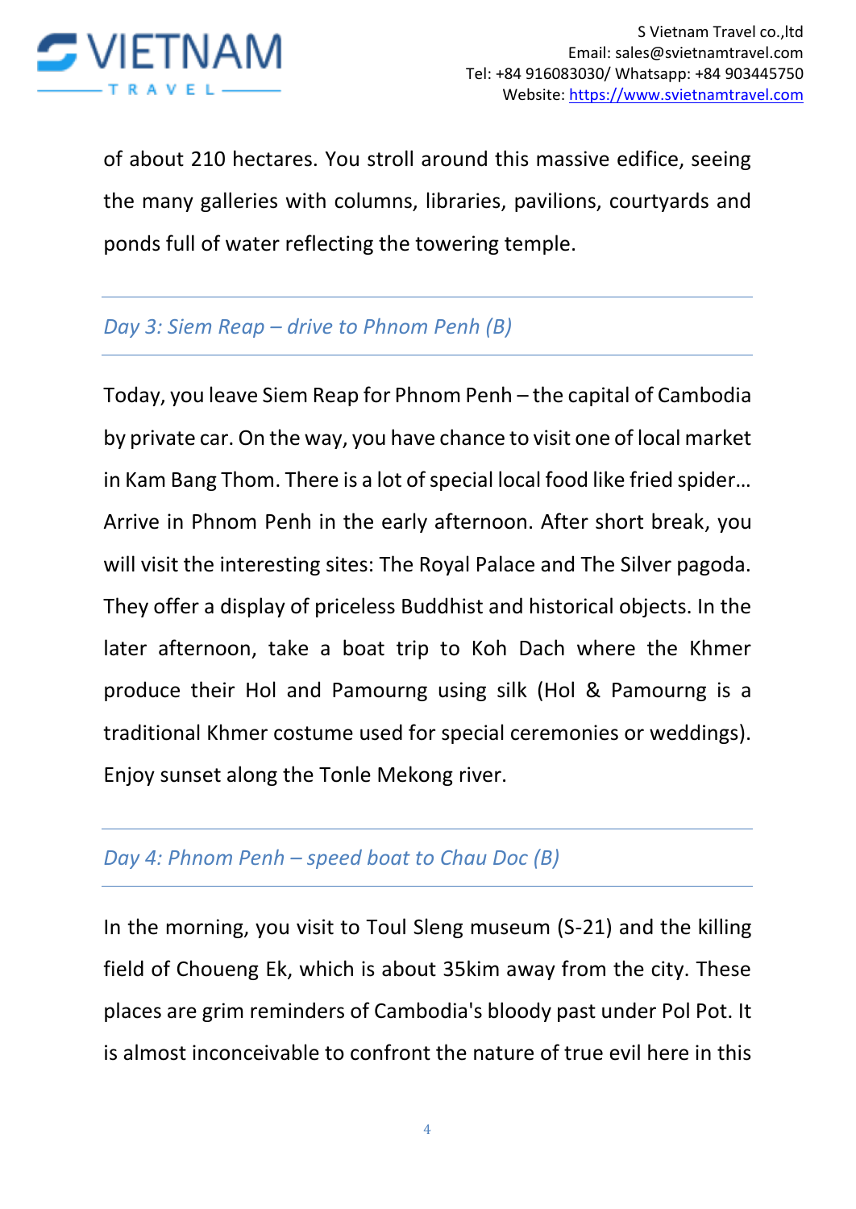of about 210 hectares. You stroll around this massive edifice, seeing the many galleries with columns, libraries, pavilions, courtyards and ponds full of water reflecting the towering temple.

---

### *Day 3: Siem Reap – drive to Phnom Penh (B)*

---

Today, you leave Siem Reap for Phnom Penh – the capital of Cambodia by private car. On the way, you have chance to visit one of local market in Kam Bang Thom. There is a lot of special local food like fried spider… Arrive in Phnom Penh in the early afternoon. After short break, you will visit the interesting sites: The Royal Palace and The Silver pagoda. They offer a display of priceless Buddhist and historical objects. In the later afternoon, take a boat trip to Koh Dach where the Khmer produce their Hol and Pamourng using silk (Hol & Pamourng is a traditional Khmer costume used for special ceremonies or weddings). Enjoy sunset along the Tonle Mekong river.

---

### *Day 4: Phnom Penh – speed boat to Chau Doc (B)*

---

In the morning, you visit to Toul Sleng museum (S-21) and the killing field of Choueng Ek, which is about 35kim away from the city. These places are grim reminders of Cambodia's bloody past under Pol Pot. It is almost inconceivable to confront the nature of true evil here in this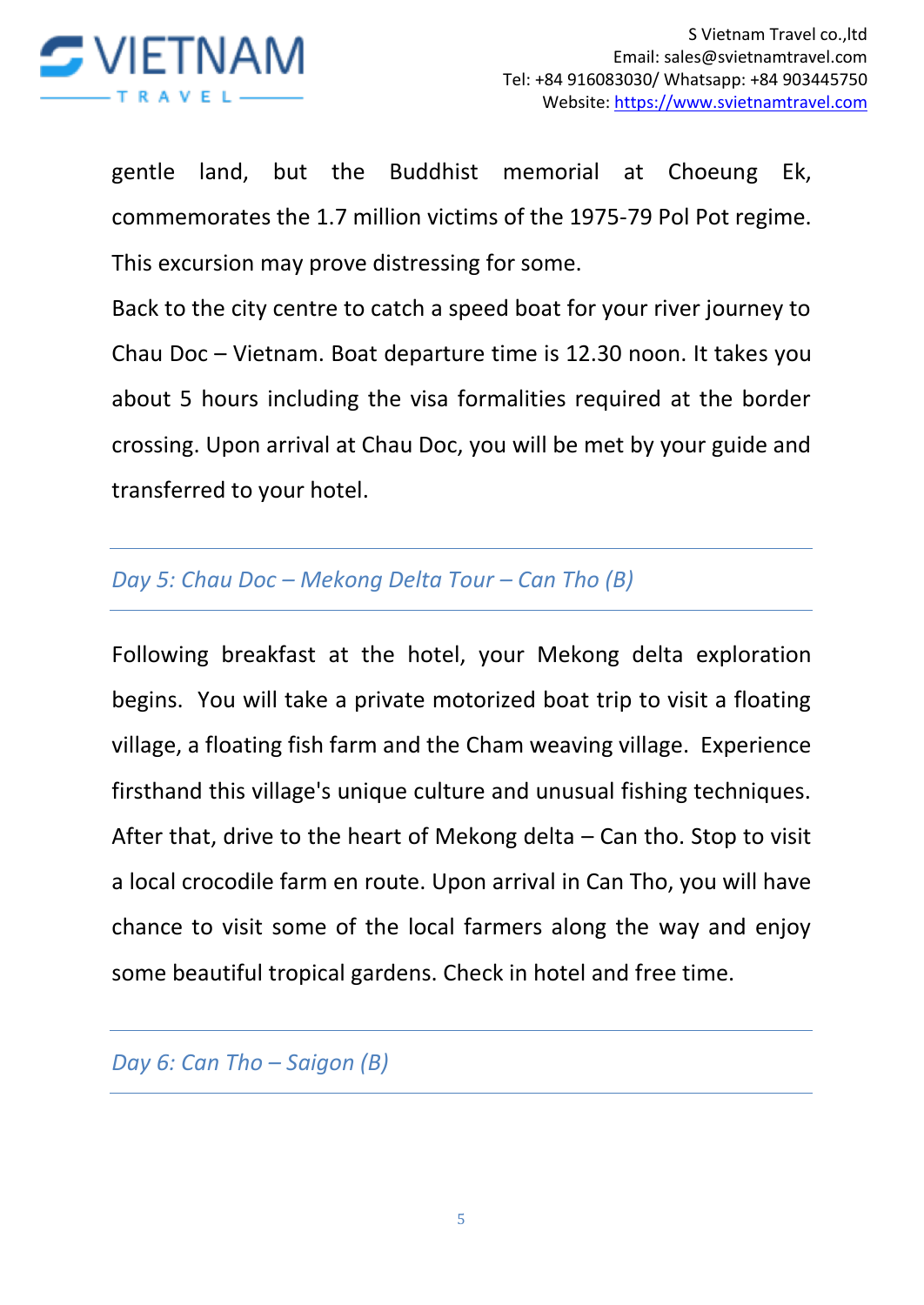gentle land, but the Buddhist memorial at Choeung Ek, commemorates the 1.7 million victims of the 1975-79 Pol Pot regime. This excursion may prove distressing for some.

Back to the city centre to catch a speed boat for your river journey to Chau Doc – Vietnam. Boat departure time is 12.30 noon. It takes you about 5 hours including the visa formalities required at the border crossing. Upon arrival at Chau Doc, you will be met by your guide and transferred to your hotel.

## *Day 5: Chau Doc – Mekong Delta Tour – Can Tho (B)*

Following breakfast at the hotel, your Mekong delta exploration begins. You will take a private motorized boat trip to visit a floating village, a floating fish farm and the Cham weaving village. Experience firsthand this village's unique culture and unusual fishing techniques. After that, drive to the heart of Mekong delta – Can tho. Stop to visit a local crocodile farm en route. Upon arrival in Can Tho, you will have chance to visit some of the local farmers along the way and enjoy some beautiful tropical gardens. Check in hotel and free time.

## *Day 6: Can Tho – Saigon (B)*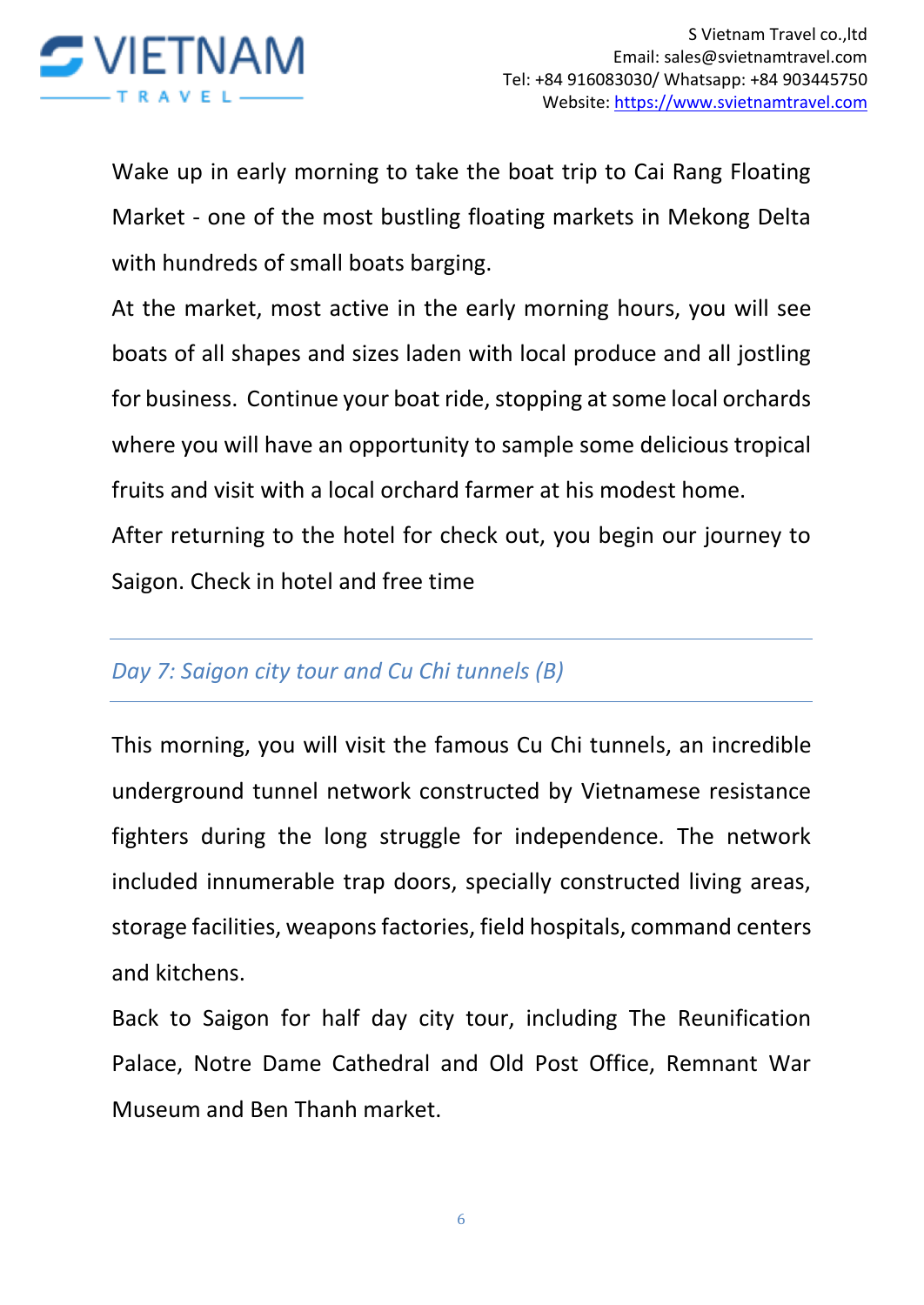Wake up in early morning to take the boat trip to Cai Rang Floating Market - one of the most bustling floating markets in Mekong Delta with hundreds of small boats barging.

At the market, most active in the early morning hours, you will see boats of all shapes and sizes laden with local produce and all jostling for business. Continue your boat ride, stopping at some local orchards where you will have an opportunity to sample some delicious tropical fruits and visit with a local orchard farmer at his modest home.

After returning to the hotel for check out, you begin our journey to Saigon. Check in hotel and free time

## *Day 7: Saigon city tour and Cu Chi tunnels (B)*

This morning, you will visit the famous Cu Chi tunnels, an incredible underground tunnel network constructed by Vietnamese resistance fighters during the long struggle for independence. The network included innumerable trap doors, specially constructed living areas, storage facilities, weapons factories, field hospitals, command centers and kitchens.

Back to Saigon for half day city tour, including The Reunification Palace, Notre Dame Cathedral and Old Post Office, Remnant War Museum and Ben Thanh market.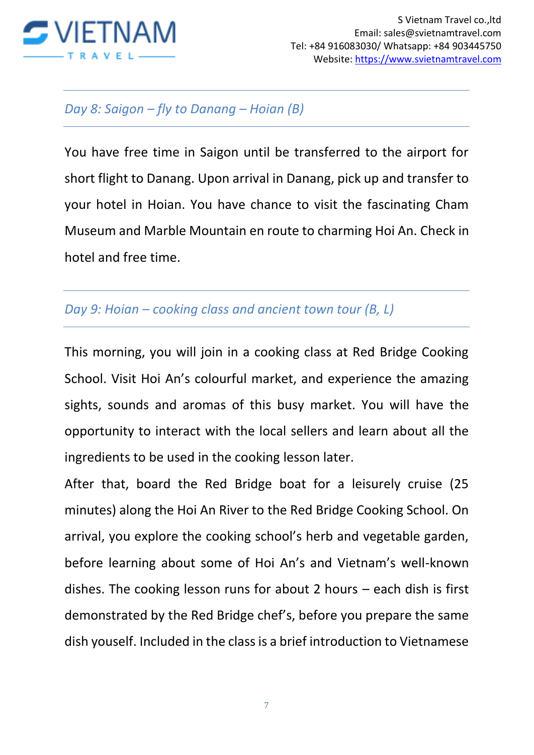### *Day 8: Saigon – fly to Danang – Hoian (B)*

You have free time in Saigon until be transferred to the airport for short flight to Danang. Upon arrival in Danang, pick up and transfer to your hotel in Hoian. You have chance to visit the fascinating Cham Museum and Marble Mountain en route to charming Hoi An. Check in hotel and free time.

### *Day 9: Hoian – cooking class and ancient town tour (B, L)*

This morning, you will join in a cooking class at Red Bridge Cooking School. Visit Hoi An's colourful market, and experience the amazing sights, sounds and aromas of this busy market. You will have the opportunity to interact with the local sellers and learn about all the ingredients to be used in the cooking lesson later.

After that, board the Red Bridge boat for a leisurely cruise (25 minutes) along the Hoi An River to the Red Bridge Cooking School. On arrival, you explore the cooking school's herb and vegetable garden, before learning about some of Hoi An's and Vietnam's well-known dishes. The cooking lesson runs for about 2 hours – each dish is first demonstrated by the Red Bridge chef's, before you prepare the same dish youself. Included in the class is a brief introduction to Vietnamese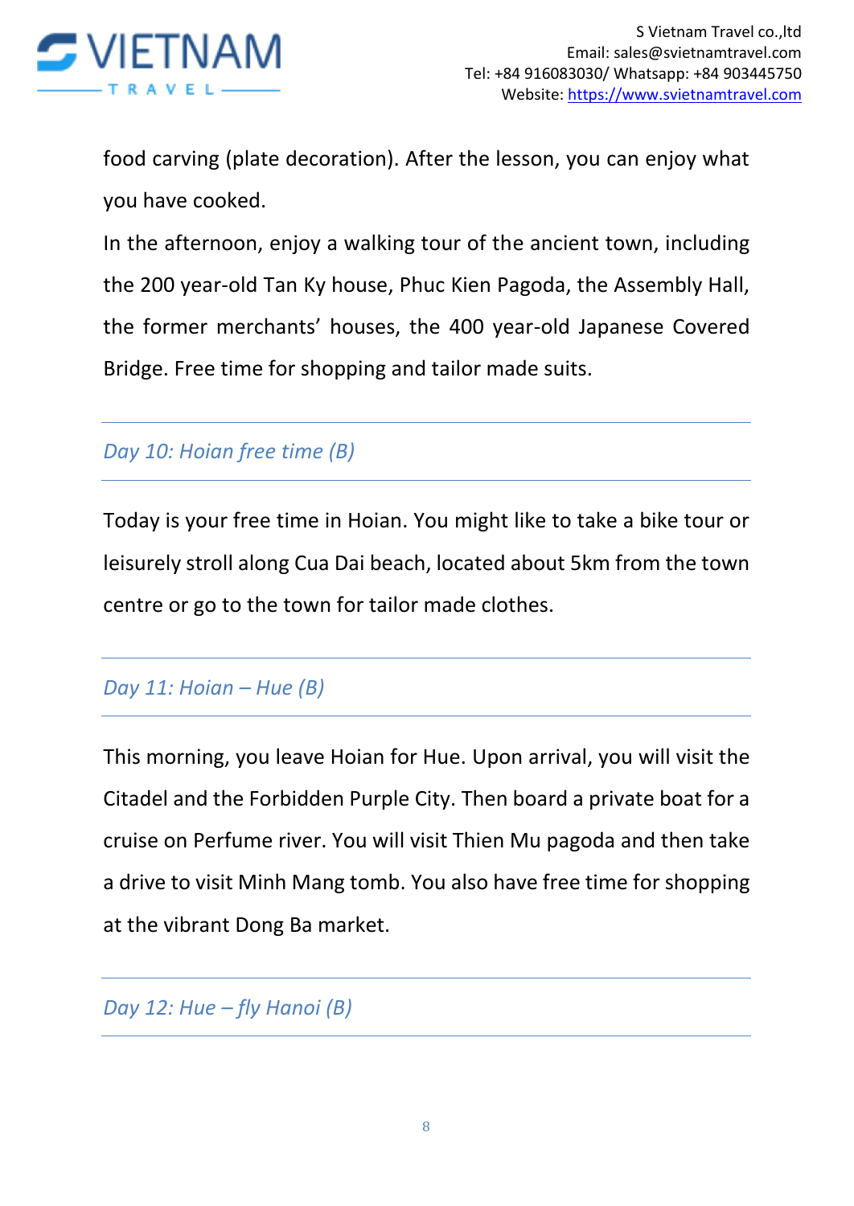food carving (plate decoration). After the lesson, you can enjoy what you have cooked.

In the afternoon, enjoy a walking tour of the ancient town, including the 200 year-old Tan Ky house, Phuc Kien Pagoda, the Assembly Hall, the former merchants' houses, the 400 year-old Japanese Covered Bridge. Free time for shopping and tailor made suits.

---

### *Day 10: Hoian free time (B)*

---

Today is your free time in Hoian. You might like to take a bike tour or leisurely stroll along Cua Dai beach, located about 5km from the town centre or go to the town for tailor made clothes.

---

### *Day 11: Hoian – Hue (B)*

---

This morning, you leave Hoian for Hue. Upon arrival, you will visit the Citadel and the Forbidden Purple City. Then board a private boat for a cruise on Perfume river. You will visit Thien Mu pagoda and then take a drive to visit Minh Mang tomb. You also have free time for shopping at the vibrant Dong Ba market.

---

### *Day 12: Hue – fly Hanoi (B)*

---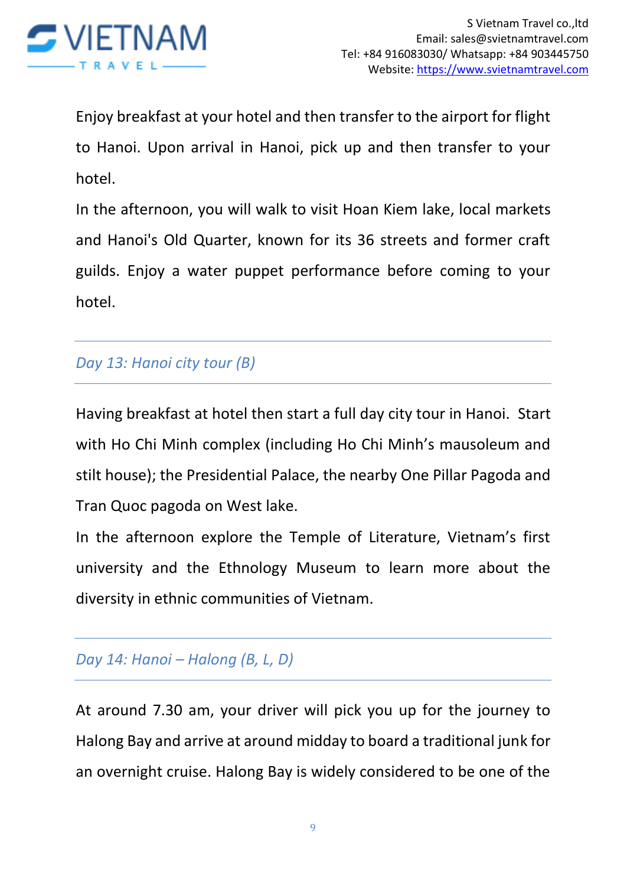Enjoy breakfast at your hotel and then transfer to the airport for flight to Hanoi. Upon arrival in Hanoi, pick up and then transfer to your hotel.

In the afternoon, you will walk to visit Hoan Kiem lake, local markets and Hanoi's Old Quarter, known for its 36 streets and former craft guilds. Enjoy a water puppet performance before coming to your hotel.

---

### *Day 13: Hanoi city tour (B)*

---

Having breakfast at hotel then start a full day city tour in Hanoi. Start with Ho Chi Minh complex (including Ho Chi Minh's mausoleum and stilt house); the Presidential Palace, the nearby One Pillar Pagoda and Tran Quoc pagoda on West lake.

In the afternoon explore the Temple of Literature, Vietnam's first university and the Ethnology Museum to learn more about the diversity in ethnic communities of Vietnam.

---

### *Day 14: Hanoi – Halong (B, L, D)*

---

At around 7.30 am, your driver will pick you up for the journey to Halong Bay and arrive at around midday to board a traditional junk for an overnight cruise. Halong Bay is widely considered to be one of the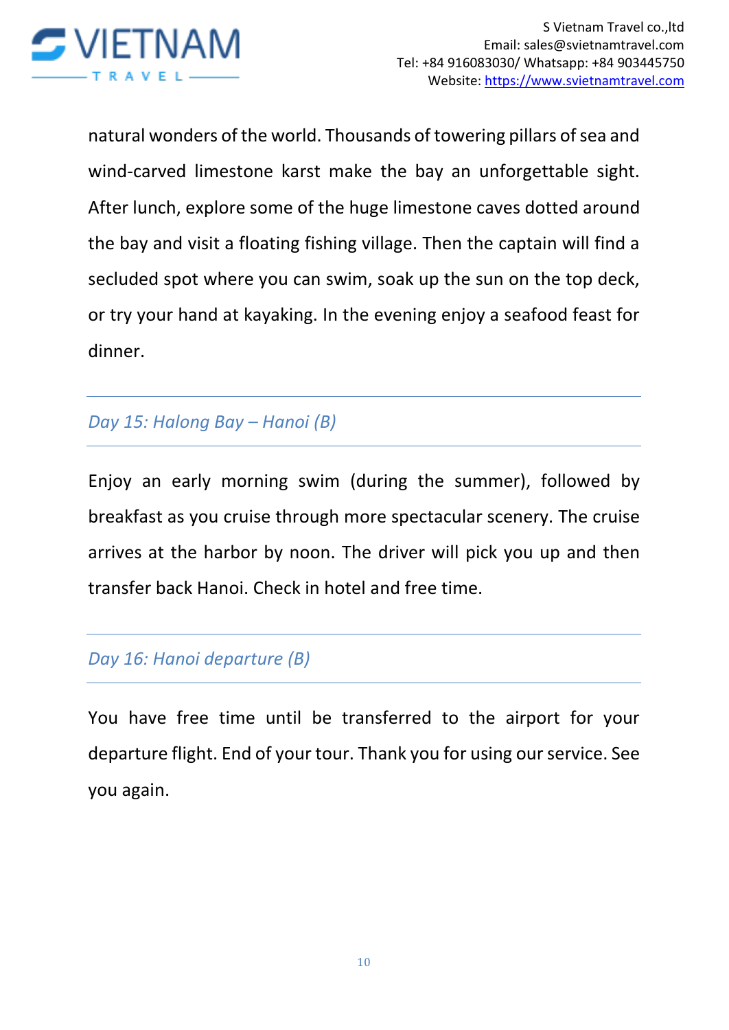natural wonders of the world. Thousands of towering pillars of sea and wind-carved limestone karst make the bay an unforgettable sight. After lunch, explore some of the huge limestone caves dotted around the bay and visit a floating fishing village. Then the captain will find a secluded spot where you can swim, soak up the sun on the top deck, or try your hand at kayaking. In the evening enjoy a seafood feast for dinner.

---

### *Day 15: Halong Bay – Hanoi (B)*

---

Enjoy an early morning swim (during the summer), followed by breakfast as you cruise through more spectacular scenery. The cruise arrives at the harbor by noon. The driver will pick you up and then transfer back Hanoi. Check in hotel and free time.

---

### *Day 16: Hanoi departure (B)*

---

You have free time until be transferred to the airport for your departure flight. End of your tour. Thank you for using our service. See you again.